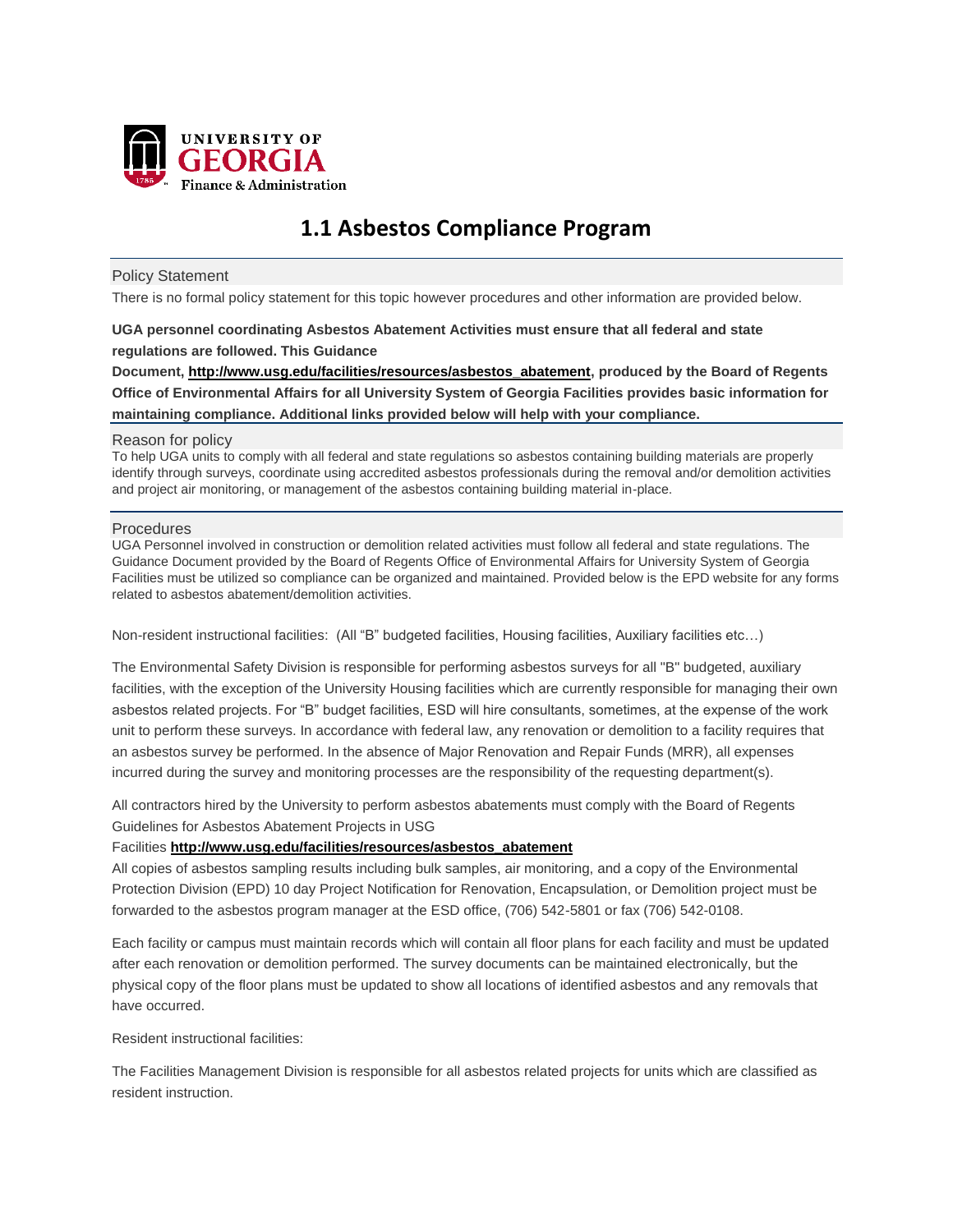UNIVERSITY OF GEORGIA
Finance & Administration

# 1.1 Asbestos Compliance Program

## Policy Statement

There is no formal policy statement for this topic however procedures and other information are provided below.

**UGA personnel coordinating Asbestos Abatement Activities must ensure that all federal and state regulations are followed. This Guidance Document, http://www.usg.edu/facilities/resources/asbestos_abatement, produced by the Board of Regents Office of Environmental Affairs for all University System of Georgia Facilities provides basic information for maintaining compliance. Additional links provided below will help with your compliance.**

## Reason for policy

To help UGA units to comply with all federal and state regulations so asbestos containing building materials are properly identify through surveys, coordinate using accredited asbestos professionals during the removal and/or demolition activities and project air monitoring, or management of the asbestos containing building material in-place.

## Procedures

UGA Personnel involved in construction or demolition related activities must follow all federal and state regulations. The Guidance Document provided by the Board of Regents Office of Environmental Affairs for University System of Georgia Facilities must be utilized so compliance can be organized and maintained. Provided below is the EPD website for any forms related to asbestos abatement/demolition activities.

Non-resident instructional facilities: (All "B" budgeted facilities, Housing facilities, Auxiliary facilities etc…)

The Environmental Safety Division is responsible for performing asbestos surveys for all "B" budgeted, auxiliary facilities, with the exception of the University Housing facilities which are currently responsible for managing their own asbestos related projects. For "B" budget facilities, ESD will hire consultants, sometimes, at the expense of the work unit to perform these surveys. In accordance with federal law, any renovation or demolition to a facility requires that an asbestos survey be performed. In the absence of Major Renovation and Repair Funds (MRR), all expenses incurred during the survey and monitoring processes are the responsibility of the requesting department(s).

All contractors hired by the University to perform asbestos abatements must comply with the Board of Regents Guidelines for Asbestos Abatement Projects in USG Facilities **http://www.usg.edu/facilities/resources/asbestos_abatement**

All copies of asbestos sampling results including bulk samples, air monitoring, and a copy of the Environmental Protection Division (EPD) 10 day Project Notification for Renovation, Encapsulation, or Demolition project must be forwarded to the asbestos program manager at the ESD office, (706) 542-5801 or fax (706) 542-0108.

Each facility or campus must maintain records which will contain all floor plans for each facility and must be updated after each renovation or demolition performed. The survey documents can be maintained electronically, but the physical copy of the floor plans must be updated to show all locations of identified asbestos and any removals that have occurred.

Resident instructional facilities:

The Facilities Management Division is responsible for all asbestos related projects for units which are classified as resident instruction.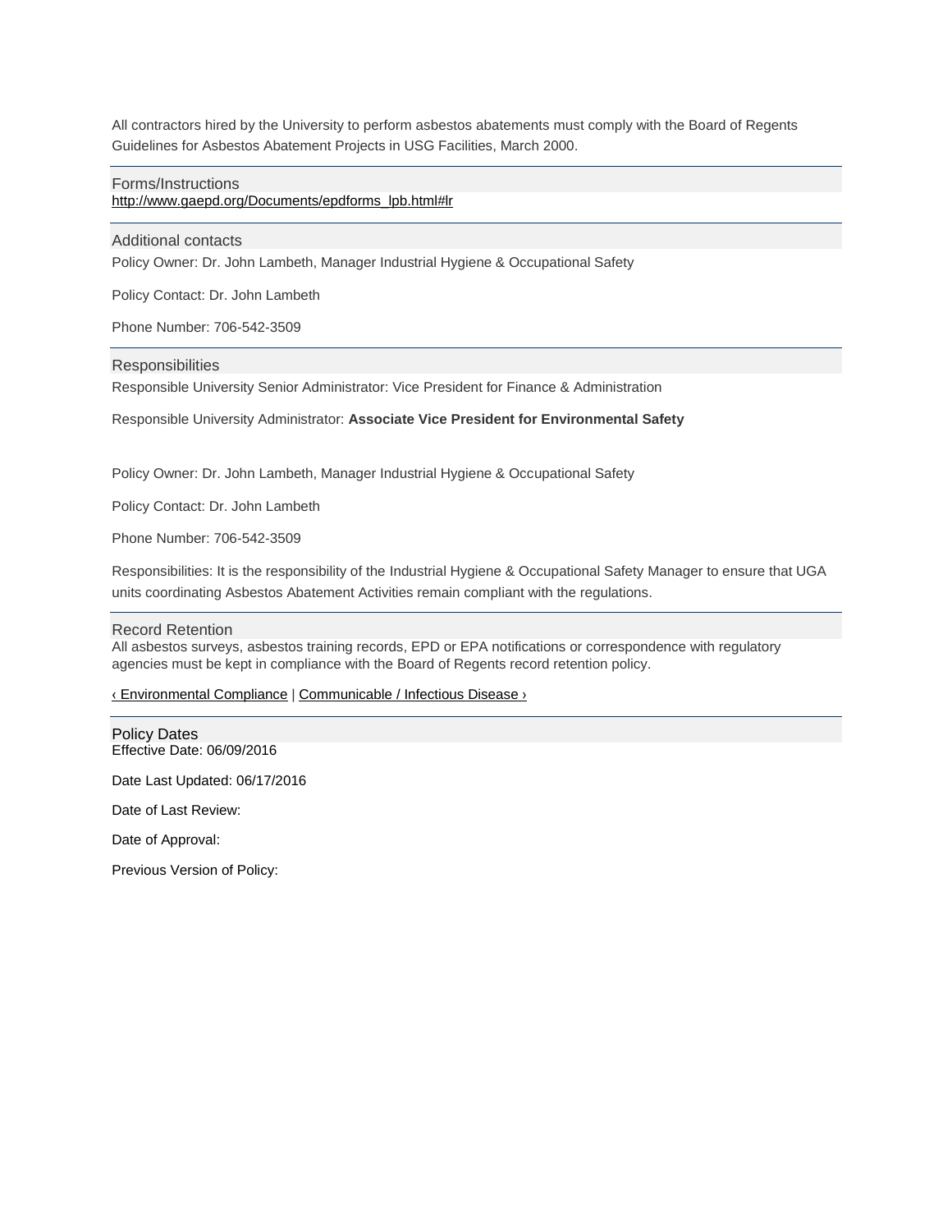All contractors hired by the University to perform asbestos abatements must comply with the Board of Regents Guidelines for Asbestos Abatement Projects in USG Facilities, March 2000.

## Forms/Instructions

http://www.gaepd.org/Documents/epdforms_lpb.html#lr

## Additional contacts

Policy Owner: Dr. John Lambeth, Manager Industrial Hygiene & Occupational Safety

Policy Contact: Dr. John Lambeth

Phone Number: 706-542-3509

## Responsibilities

Responsible University Senior Administrator: Vice President for Finance & Administration

Responsible University Administrator: **Associate Vice President for Environmental Safety**

Policy Owner: Dr. John Lambeth, Manager Industrial Hygiene & Occupational Safety

Policy Contact: Dr. John Lambeth

Phone Number: 706-542-3509

Responsibilities: It is the responsibility of the Industrial Hygiene & Occupational Safety Manager to ensure that UGA units coordinating Asbestos Abatement Activities remain compliant with the regulations.

## Record Retention

All asbestos surveys, asbestos training records, EPD or EPA notifications or correspondence with regulatory agencies must be kept in compliance with the Board of Regents record retention policy.

‹ Environmental Compliance | Communicable / Infectious Disease ›

## Policy Dates

Effective Date: 06/09/2016

Date Last Updated: 06/17/2016

Date of Last Review:

Date of Approval:

Previous Version of Policy: